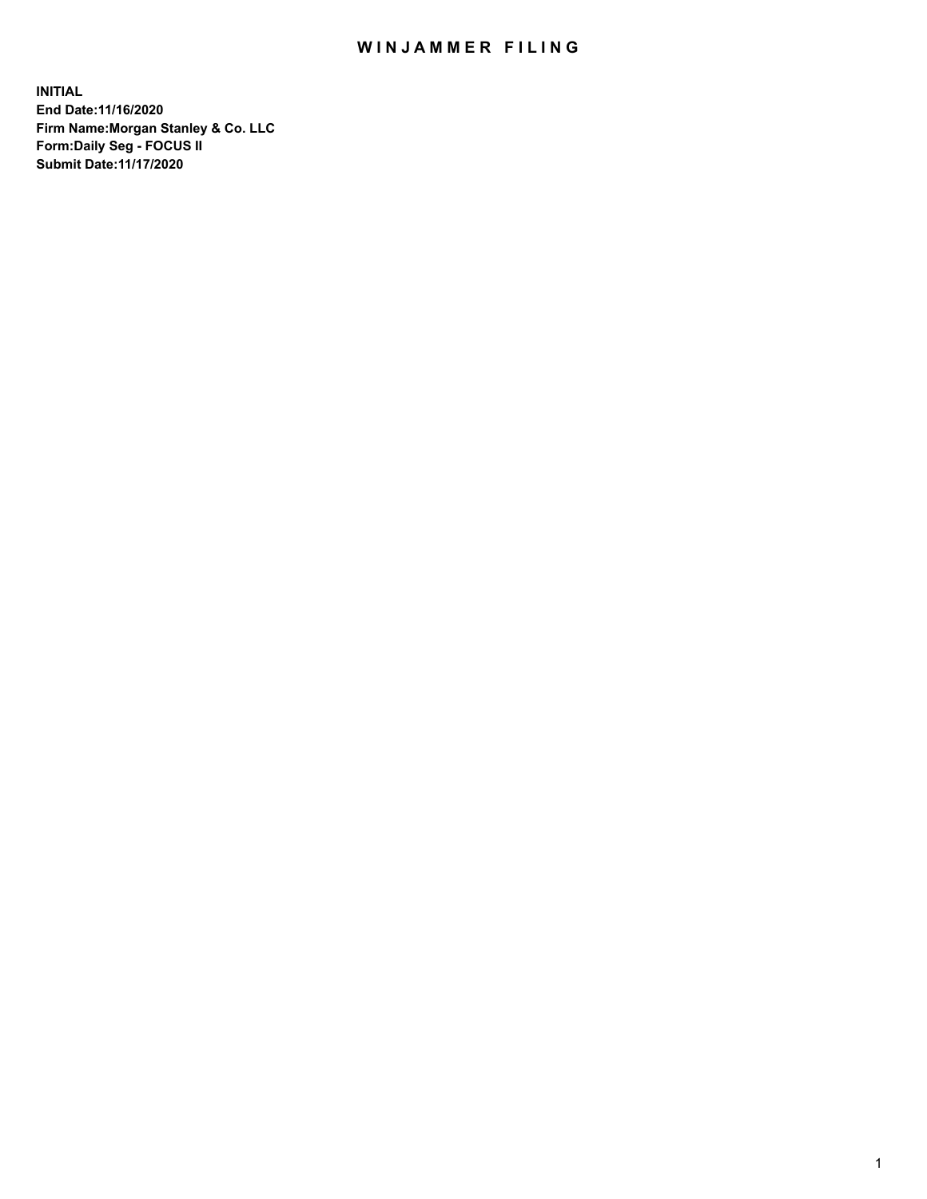# WINJAMMER FILING

**INITIAL**
**End Date:11/16/2020**
**Firm Name:Morgan Stanley & Co. LLC**
**Form:Daily Seg - FOCUS II**
**Submit Date:11/17/2020**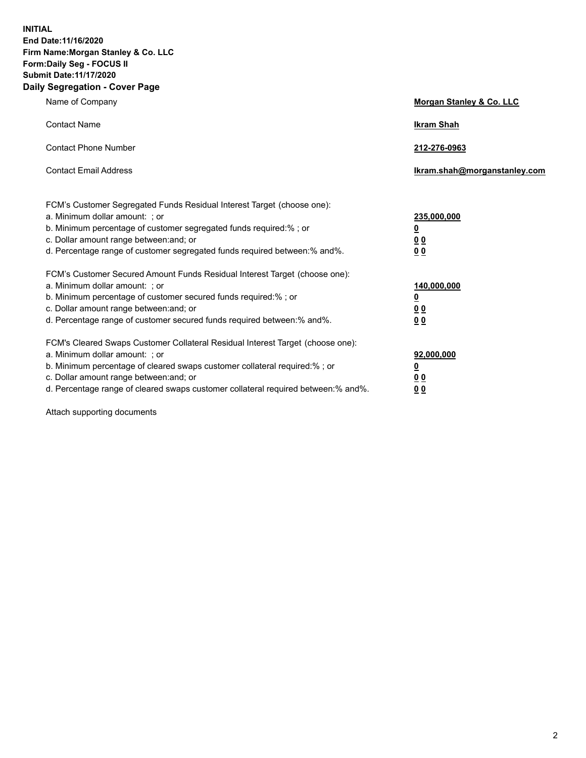**INITIAL**
**End Date:11/16/2020**
**Firm Name:Morgan Stanley & Co. LLC**
**Form:Daily Seg - FOCUS II**
**Submit Date:11/17/2020**
**Daily Segregation - Cover Page**

| | |
|---|---|
| Name of Company | **Morgan Stanley & Co. LLC** |
| Contact Name | **Ikram Shah** |
| Contact Phone Number | **212-276-0963** |
| Contact Email Address | **Ikram.shah@morganstanley.com** |

| | |
|---|---|
| FCM's Customer Segregated Funds Residual Interest Target (choose one): | |
| a. Minimum dollar amount: ; or | **235,000,000** |
| b. Minimum percentage of customer segregated funds required:% ; or | **0** |
| c. Dollar amount range between:and; or | **0 0** |
| d. Percentage range of customer segregated funds required between:% and%. | **0 0** |
| FCM's Customer Secured Amount Funds Residual Interest Target (choose one): | |
| a. Minimum dollar amount: ; or | **140,000,000** |
| b. Minimum percentage of customer secured funds required:% ; or | **0** |
| c. Dollar amount range between:and; or | **0 0** |
| d. Percentage range of customer secured funds required between:% and%. | **0 0** |
| FCM's Cleared Swaps Customer Collateral Residual Interest Target (choose one): | |
| a. Minimum dollar amount: ; or | **92,000,000** |
| b. Minimum percentage of cleared swaps customer collateral required:% ; or | **0** |
| c. Dollar amount range between:and; or | **0 0** |
| d. Percentage range of cleared swaps customer collateral required between:% and%. | **0 0** |

Attach supporting documents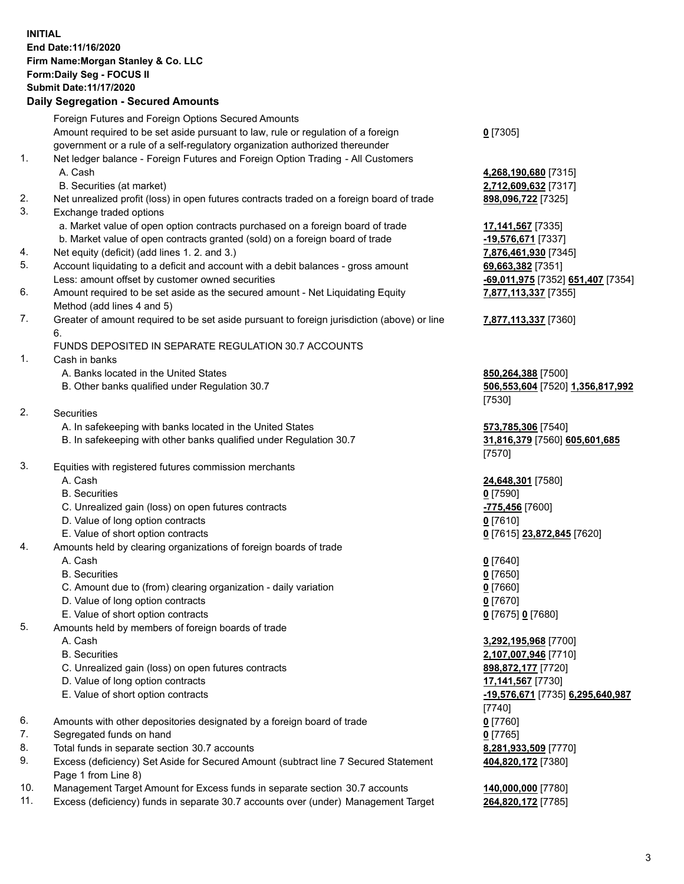**INITIAL**
**End Date:11/16/2020**
**Firm Name:Morgan Stanley & Co. LLC**
**Form:Daily Seg - FOCUS II**
**Submit Date:11/17/2020**

### Daily Segregation - Secured Amounts

| | | |
|---|---|---|
| | Foreign Futures and Foreign Options Secured Amounts | |
| | Amount required to be set aside pursuant to law, rule or regulation of a foreign government or a rule of a self-regulatory organization authorized thereunder | **0** [7305] |
| 1. | Net ledger balance - Foreign Futures and Foreign Option Trading - All Customers | |
| | A. Cash | **4,268,190,680** [7315] |
| | B. Securities (at market) | **2,712,609,632** [7317] |
| 2. | Net unrealized profit (loss) in open futures contracts traded on a foreign board of trade | **898,096,722** [7325] |
| 3. | Exchange traded options | |
| | a. Market value of open option contracts purchased on a foreign board of trade | **17,141,567** [7335] |
| | b. Market value of open contracts granted (sold) on a foreign board of trade | **-19,576,671** [7337] |
| 4. | Net equity (deficit) (add lines 1. 2. and 3.) | **7,876,461,930** [7345] |
| 5. | Account liquidating to a deficit and account with a debit balances - gross amount | **69,663,382** [7351] |
| | Less: amount offset by customer owned securities | **-69,011,975** [7352] **651,407** [7354] |
| 6. | Amount required to be set aside as the secured amount - Net Liquidating Equity Method (add lines 4 and 5) | **7,877,113,337** [7355] |
| 7. | Greater of amount required to be set aside pursuant to foreign jurisdiction (above) or line 6. | **7,877,113,337** [7360] |
| | FUNDS DEPOSITED IN SEPARATE REGULATION 30.7 ACCOUNTS | |
| 1. | Cash in banks | |
| | A. Banks located in the United States | **850,264,388** [7500] |
| | B. Other banks qualified under Regulation 30.7 | **506,553,604** [7520] **1,356,817,992** [7530] |
| 2. | Securities | |
| | A. In safekeeping with banks located in the United States | **573,785,306** [7540] |
| | B. In safekeeping with other banks qualified under Regulation 30.7 | **31,816,379** [7560] **605,601,685** [7570] |
| 3. | Equities with registered futures commission merchants | |
| | A. Cash | **24,648,301** [7580] |
| | B. Securities | **0** [7590] |
| | C. Unrealized gain (loss) on open futures contracts | **-775,456** [7600] |
| | D. Value of long option contracts | **0** [7610] |
| | E. Value of short option contracts | **0** [7615] **23,872,845** [7620] |
| 4. | Amounts held by clearing organizations of foreign boards of trade | |
| | A. Cash | **0** [7640] |
| | B. Securities | **0** [7650] |
| | C. Amount due to (from) clearing organization - daily variation | **0** [7660] |
| | D. Value of long option contracts | **0** [7670] |
| | E. Value of short option contracts | **0** [7675] **0** [7680] |
| 5. | Amounts held by members of foreign boards of trade | |
| | A. Cash | **3,292,195,968** [7700] |
| | B. Securities | **2,107,007,946** [7710] |
| | C. Unrealized gain (loss) on open futures contracts | **898,872,177** [7720] |
| | D. Value of long option contracts | **17,141,567** [7730] |
| | E. Value of short option contracts | **-19,576,671** [7735] **6,295,640,987** [7740] |
| 6. | Amounts with other depositories designated by a foreign board of trade | **0** [7760] |
| 7. | Segregated funds on hand | **0** [7765] |
| 8. | Total funds in separate section 30.7 accounts | **8,281,933,509** [7770] |
| 9. | Excess (deficiency) Set Aside for Secured Amount (subtract line 7 Secured Statement Page 1 from Line 8) | **404,820,172** [7380] |
| 10. | Management Target Amount for Excess funds in separate section 30.7 accounts | **140,000,000** [7780] |
| 11. | Excess (deficiency) funds in separate 30.7 accounts over (under) Management Target | **264,820,172** [7785] |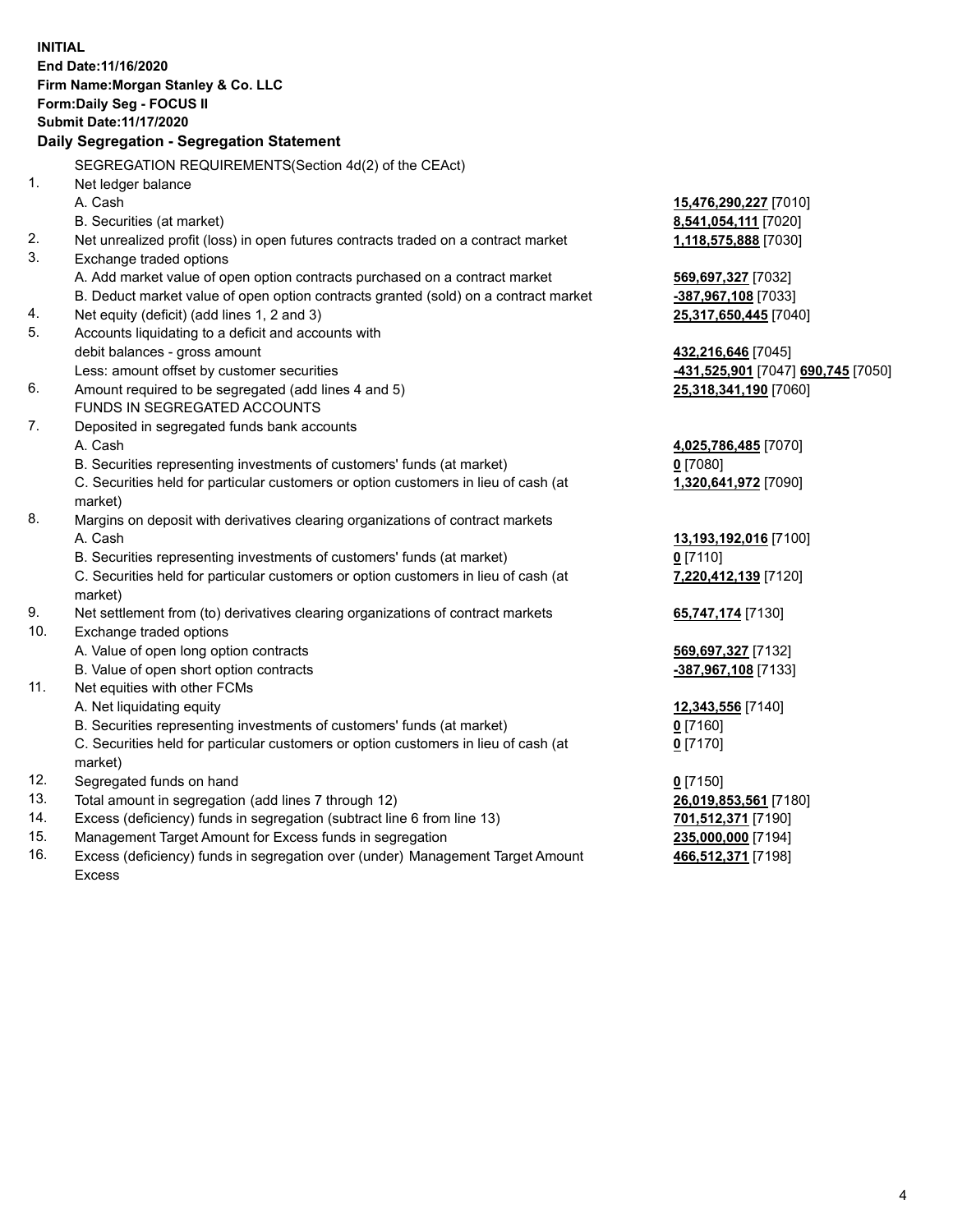**INITIAL**
**End Date:11/16/2020**
**Firm Name:Morgan Stanley & Co. LLC**
**Form:Daily Seg - FOCUS II**
**Submit Date:11/17/2020**

**Daily Segregation - Segregation Statement**

| | | |
|---|---|---|
| | SEGREGATION REQUIREMENTS(Section 4d(2) of the CEAct) | |
| 1. | Net ledger balance | |
| | A. Cash | **15,476,290,227** [7010] |
| | B. Securities (at market) | **8,541,054,111** [7020] |
| 2. | Net unrealized profit (loss) in open futures contracts traded on a contract market | **1,118,575,888** [7030] |
| 3. | Exchange traded options | |
| | A. Add market value of open option contracts purchased on a contract market | **569,697,327** [7032] |
| | B. Deduct market value of open option contracts granted (sold) on a contract market | **-387,967,108** [7033] |
| 4. | Net equity (deficit) (add lines 1, 2 and 3) | **25,317,650,445** [7040] |
| 5. | Accounts liquidating to a deficit and accounts with | |
| | debit balances - gross amount | **432,216,646** [7045] |
| | Less: amount offset by customer securities | **-431,525,901** [7047] **690,745** [7050] |
| 6. | Amount required to be segregated (add lines 4 and 5) | **25,318,341,190** [7060] |
| | FUNDS IN SEGREGATED ACCOUNTS | |
| 7. | Deposited in segregated funds bank accounts | |
| | A. Cash | **4,025,786,485** [7070] |
| | B. Securities representing investments of customers' funds (at market) | **0** [7080] |
| | C. Securities held for particular customers or option customers in lieu of cash (at market) | **1,320,641,972** [7090] |
| 8. | Margins on deposit with derivatives clearing organizations of contract markets | |
| | A. Cash | **13,193,192,016** [7100] |
| | B. Securities representing investments of customers' funds (at market) | **0** [7110] |
| | C. Securities held for particular customers or option customers in lieu of cash (at market) | **7,220,412,139** [7120] |
| 9. | Net settlement from (to) derivatives clearing organizations of contract markets | **65,747,174** [7130] |
| 10. | Exchange traded options | |
| | A. Value of open long option contracts | **569,697,327** [7132] |
| | B. Value of open short option contracts | **-387,967,108** [7133] |
| 11. | Net equities with other FCMs | |
| | A. Net liquidating equity | **12,343,556** [7140] |
| | B. Securities representing investments of customers' funds (at market) | **0** [7160] |
| | C. Securities held for particular customers or option customers in lieu of cash (at market) | **0** [7170] |
| 12. | Segregated funds on hand | **0** [7150] |
| 13. | Total amount in segregation (add lines 7 through 12) | **26,019,853,561** [7180] |
| 14. | Excess (deficiency) funds in segregation (subtract line 6 from line 13) | **701,512,371** [7190] |
| 15. | Management Target Amount for Excess funds in segregation | **235,000,000** [7194] |
| 16. | Excess (deficiency) funds in segregation over (under) Management Target Amount Excess | **466,512,371** [7198] |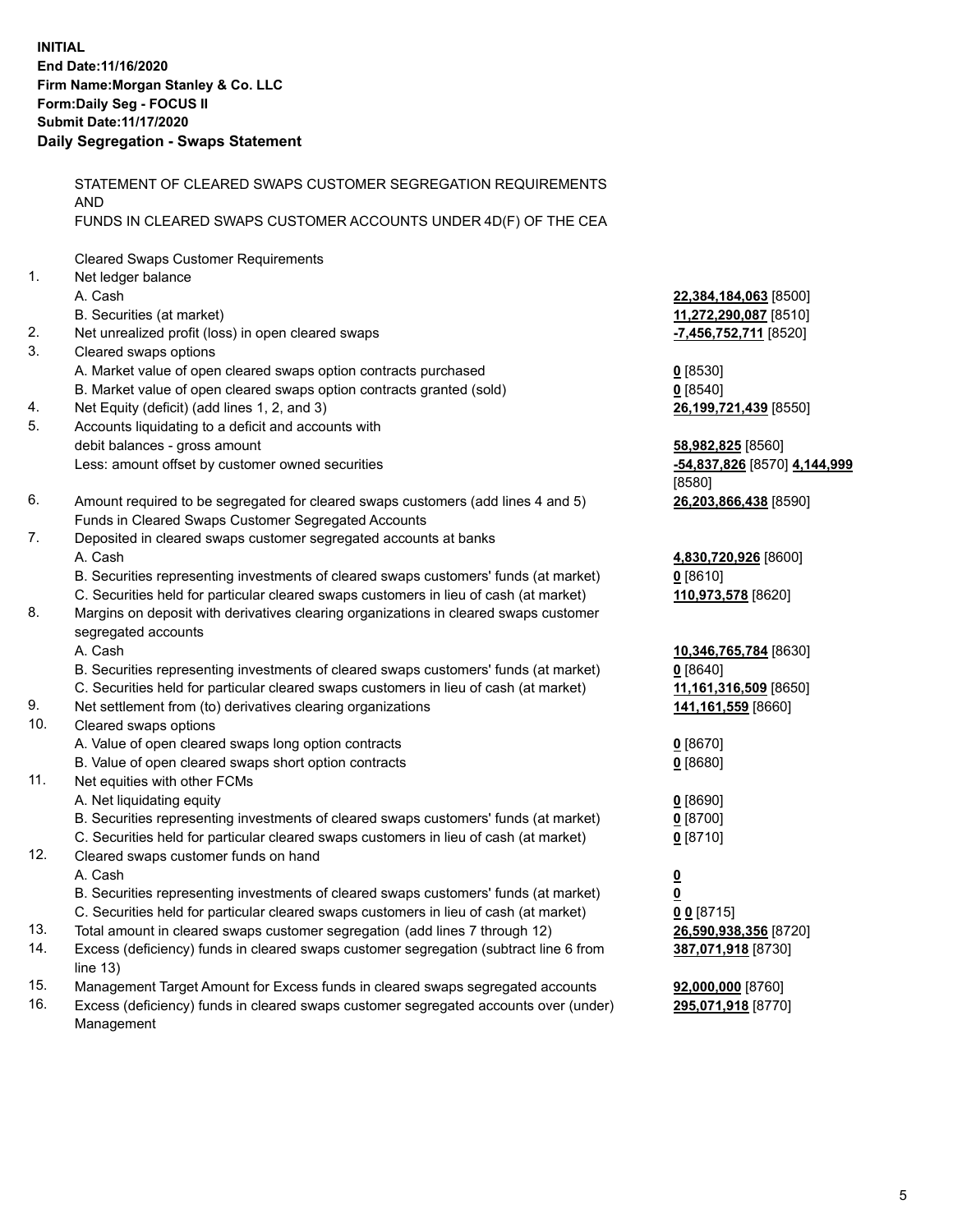**INITIAL**
**End Date:11/16/2020**
**Firm Name:Morgan Stanley & Co. LLC**
**Form:Daily Seg - FOCUS II**
**Submit Date:11/17/2020**
**Daily Segregation - Swaps Statement**

STATEMENT OF CLEARED SWAPS CUSTOMER SEGREGATION REQUIREMENTS AND
FUNDS IN CLEARED SWAPS CUSTOMER ACCOUNTS UNDER 4D(F) OF THE CEA

| | | |
|---|---|---|
| | Cleared Swaps Customer Requirements | |
| 1. | Net ledger balance | |
| | A. Cash | **22,384,184,063** [8500] |
| | B. Securities (at market) | **11,272,290,087** [8510] |
| 2. | Net unrealized profit (loss) in open cleared swaps | **-7,456,752,711** [8520] |
| 3. | Cleared swaps options | |
| | A. Market value of open cleared swaps option contracts purchased | **0** [8530] |
| | B. Market value of open cleared swaps option contracts granted (sold) | **0** [8540] |
| 4. | Net Equity (deficit) (add lines 1, 2, and 3) | **26,199,721,439** [8550] |
| 5. | Accounts liquidating to a deficit and accounts with debit balances - gross amount | **58,982,825** [8560] |
| | Less: amount offset by customer owned securities | **-54,837,826** [8570] **4,144,999** [8580] |
| 6. | Amount required to be segregated for cleared swaps customers (add lines 4 and 5) | **26,203,866,438** [8590] |
| | Funds in Cleared Swaps Customer Segregated Accounts | |
| 7. | Deposited in cleared swaps customer segregated accounts at banks | |
| | A. Cash | **4,830,720,926** [8600] |
| | B. Securities representing investments of cleared swaps customers' funds (at market) | **0** [8610] |
| | C. Securities held for particular cleared swaps customers in lieu of cash (at market) | **110,973,578** [8620] |
| 8. | Margins on deposit with derivatives clearing organizations in cleared swaps customer segregated accounts | |
| | A. Cash | **10,346,765,784** [8630] |
| | B. Securities representing investments of cleared swaps customers' funds (at market) | **0** [8640] |
| | C. Securities held for particular cleared swaps customers in lieu of cash (at market) | **11,161,316,509** [8650] |
| 9. | Net settlement from (to) derivatives clearing organizations | **141,161,559** [8660] |
| 10. | Cleared swaps options | |
| | A. Value of open cleared swaps long option contracts | **0** [8670] |
| | B. Value of open cleared swaps short option contracts | **0** [8680] |
| 11. | Net equities with other FCMs | |
| | A. Net liquidating equity | **0** [8690] |
| | B. Securities representing investments of cleared swaps customers' funds (at market) | **0** [8700] |
| | C. Securities held for particular cleared swaps customers in lieu of cash (at market) | **0** [8710] |
| 12. | Cleared swaps customer funds on hand | |
| | A. Cash | **0** |
| | B. Securities representing investments of cleared swaps customers' funds (at market) | **0** |
| | C. Securities held for particular cleared swaps customers in lieu of cash (at market) | **0** **0** [8715] |
| 13. | Total amount in cleared swaps customer segregation (add lines 7 through 12) | **26,590,938,356** [8720] |
| 14. | Excess (deficiency) funds in cleared swaps customer segregation (subtract line 6 from line 13) | **387,071,918** [8730] |
| 15. | Management Target Amount for Excess funds in cleared swaps segregated accounts | **92,000,000** [8760] |
| 16. | Excess (deficiency) funds in cleared swaps customer segregated accounts over (under) Management | **295,071,918** [8770] |